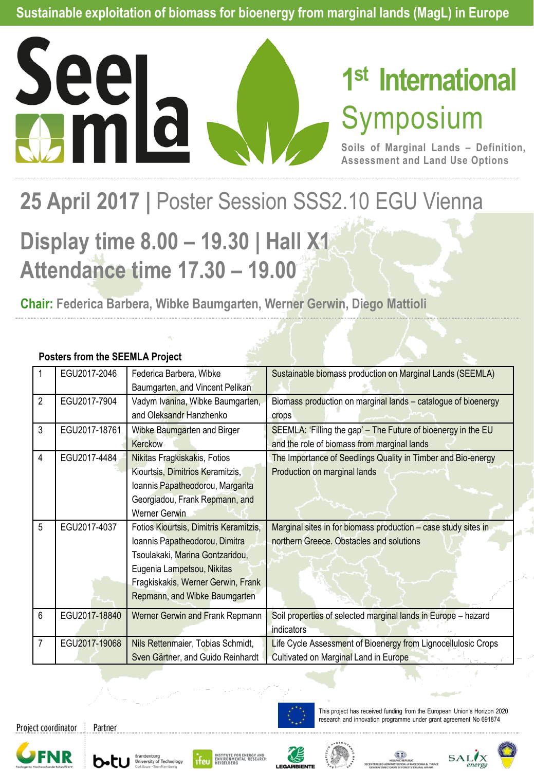Sustainable exploitation of biomass for bioenergy from marginal lands (MagL) in Europe

# SEEMLA

# 1st International Symposium

**Soils of Marginal Lands – Definition, Assessment and Land Use Options**

## 25 April 2017 | Poster Session SSS2.10 EGU Vienna

## Display time 8.00 – 19.30 | Hall X1
## Attendance time 17.30 – 19.00

**Chair:** Federica Barbera, Wibke Baumgarten, Werner Gerwin, Diego Mattioli

**Posters from the SEEMLA Project**

| | | | |
|---|---|---|---|
| 1 | EGU2017-2046 | Federica Barbera, Wibke Baumgarten, and Vincent Pelikan | Sustainable biomass production on Marginal Lands (SEEMLA) |
| 2 | EGU2017-7904 | Vadym Ivanina, Wibke Baumgarten, and Oleksandr Hanzhenko | Biomass production on marginal lands – catalogue of bioenergy crops |
| 3 | EGU2017-18761 | Wibke Baumgarten and Birger Kerckow | SEEMLA: 'Filling the gap' – The Future of bioenergy in the EU and the role of biomass from marginal lands |
| 4 | EGU2017-4484 | Nikitas Fragkiskakis, Fotios Kiourtsis, Dimitrios Keramitzis, Ioannis Papatheodorou, Margarita Georgiadou, Frank Repmann, and Werner Gerwin | The Importance of Seedlings Quality in Timber and Bio-energy Production on marginal lands |
| 5 | EGU2017-4037 | Fotios Kiourtsis, Dimitris Keramitzis, Ioannis Papatheodorou, Dimitra Tsoulakaki, Marina Gontzaridou, Eugenia Lampetsou, Nikitas Fragkiskakis, Werner Gerwin, Frank Repmann, and Wibke Baumgarten | Marginal sites in for biomass production – case study sites in northern Greece. Obstacles and solutions |
| 6 | EGU2017-18840 | Werner Gerwin and Frank Repmann | Soil properties of selected marginal lands in Europe – hazard indicators |
| 7 | EGU2017-19068 | Nils Rettenmaier, Tobias Schmidt, Sven Gärtner, and Guido Reinhardt | Life Cycle Assessment of Bioenergy from Lignocellulosic Crops Cultivated on Marginal Land in Europe |

This project has received funding from the European Union's Horizon 2020 research and innovation programme under grant agreement No 691874

Project coordinator | Partner

FNR – Fachagentur Nachwachsende Rohstoffe e.V. | b-tu Brandenburg University of Technology Cottbus - Senftenberg | ifeu Institute for Energy and Environmental Research Heidelberg | Legambiente | Hellenic Republic Decentralized Administration of Macedonia & Thrace | SALIX energy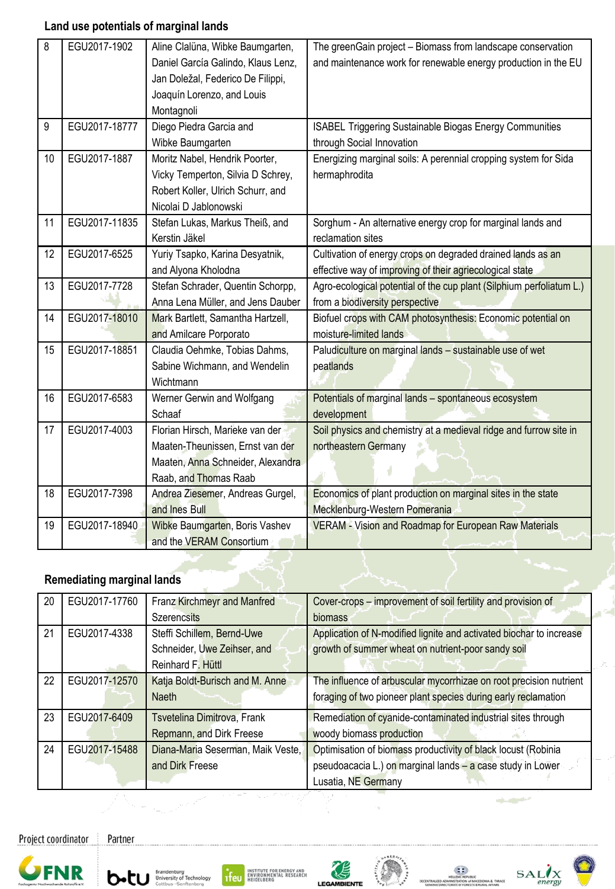### Land use potentials of marginal lands

| | | | |
|---|---|---|---|
| 8 | EGU2017-1902 | Aline Clalüna, Wibke Baumgarten, Daniel García Galindo, Klaus Lenz, Jan Doležal, Federico De Filippi, Joaquín Lorenzo, and Louis Montagnoli | The greenGain project – Biomass from landscape conservation and maintenance work for renewable energy production in the EU |
| 9 | EGU2017-18777 | Diego Piedra Garcia and Wibke Baumgarten | ISABEL Triggering Sustainable Biogas Energy Communities through Social Innovation |
| 10 | EGU2017-1887 | Moritz Nabel, Hendrik Poorter, Vicky Temperton, Silvia D Schrey, Robert Koller, Ulrich Schurr, and Nicolai D Jablonowski | Energizing marginal soils: A perennial cropping system for Sida hermaphrodita |
| 11 | EGU2017-11835 | Stefan Lukas, Markus Theiß, and Kerstin Jäkel | Sorghum - An alternative energy crop for marginal lands and reclamation sites |
| 12 | EGU2017-6525 | Yuriy Tsapko, Karina Desyatnik, and Alyona Kholodna | Cultivation of energy crops on degraded drained lands as an effective way of improving of their agriecological state |
| 13 | EGU2017-7728 | Stefan Schrader, Quentin Schorpp, Anna Lena Müller, and Jens Dauber | Agro-ecological potential of the cup plant (Silphium perfoliatum L.) from a biodiversity perspective |
| 14 | EGU2017-18010 | Mark Bartlett, Samantha Hartzell, and Amilcare Porporato | Biofuel crops with CAM photosynthesis: Economic potential on moisture-limited lands |
| 15 | EGU2017-18851 | Claudia Oehmke, Tobias Dahms, Sabine Wichmann, and Wendelin Wichtmann | Paludiculture on marginal lands – sustainable use of wet peatlands |
| 16 | EGU2017-6583 | Werner Gerwin and Wolfgang Schaaf | Potentials of marginal lands – spontaneous ecosystem development |
| 17 | EGU2017-4003 | Florian Hirsch, Marieke van der Maaten-Theunissen, Ernst van der Maaten, Anna Schneider, Alexandra Raab, and Thomas Raab | Soil physics and chemistry at a medieval ridge and furrow site in northeastern Germany |
| 18 | EGU2017-7398 | Andrea Ziesemer, Andreas Gurgel, and Ines Bull | Economics of plant production on marginal sites in the state Mecklenburg-Western Pomerania |
| 19 | EGU2017-18940 | Wibke Baumgarten, Boris Vashev and the VERAM Consortium | VERAM - Vision and Roadmap for European Raw Materials |

### Remediating marginal lands

| | | | |
|---|---|---|---|
| 20 | EGU2017-17760 | Franz Kirchmeyr and Manfred Szerencsits | Cover-crops – improvement of soil fertility and provision of biomass |
| 21 | EGU2017-4338 | Steffi Schillem, Bernd-Uwe Schneider, Uwe Zeihser, and Reinhard F. Hüttl | Application of N-modified lignite and activated biochar to increase growth of summer wheat on nutrient-poor sandy soil |
| 22 | EGU2017-12570 | Katja Boldt-Burisch and M. Anne Naeth | The influence of arbuscular mycorrhizae on root precision nutrient foraging of two pioneer plant species during early reclamation |
| 23 | EGU2017-6409 | Tsvetelina Dimitrova, Frank Repmann, and Dirk Freese | Remediation of cyanide-contaminated industrial sites through woody biomass production |
| 24 | EGU2017-15488 | Diana-Maria Seserman, Maik Veste, and Dirk Freese | Optimisation of biomass productivity of black locust (Robinia pseudoacacia L.) on marginal lands – a case study in Lower Lusatia, NE Germany |

Project coordinator | Partner